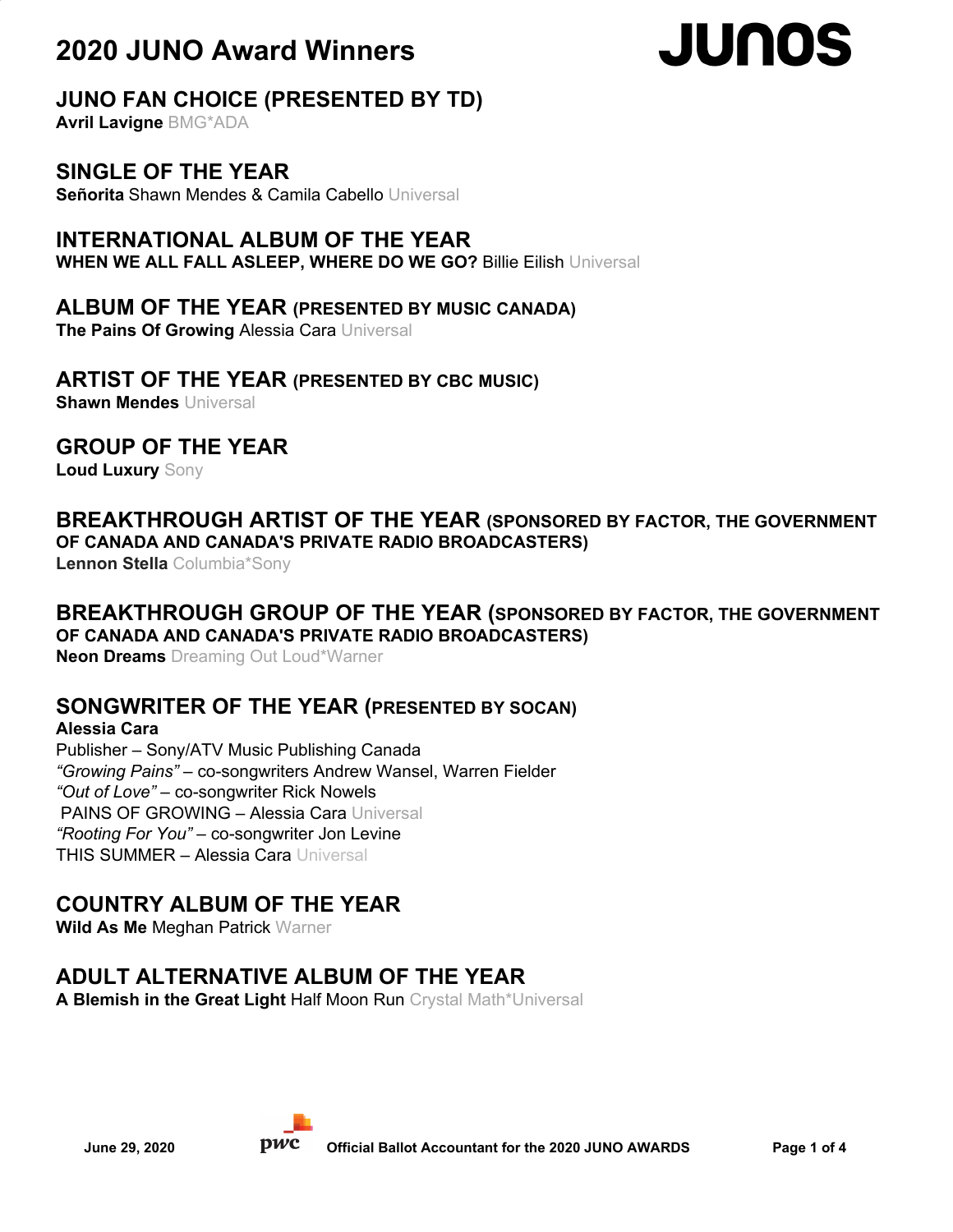# 2020 JUNO Award Winners

JUNOS

## JUNO FAN CHOICE (PRESENTED BY TD)

**Avril Lavigne** BMG*ADA

## SINGLE OF THE YEAR

**Señorita** Shawn Mendes & Camila Cabello Universal

## INTERNATIONAL ALBUM OF THE YEAR

**WHEN WE ALL FALL ASLEEP, WHERE DO WE GO?** Billie Eilish Universal

## ALBUM OF THE YEAR (PRESENTED BY MUSIC CANADA)

**The Pains Of Growing** Alessia Cara Universal

## ARTIST OF THE YEAR (PRESENTED BY CBC MUSIC)

**Shawn Mendes** Universal

## GROUP OF THE YEAR

**Loud Luxury** Sony

## BREAKTHROUGH ARTIST OF THE YEAR (SPONSORED BY FACTOR, THE GOVERNMENT OF CANADA AND CANADA'S PRIVATE RADIO BROADCASTERS)

**Lennon Stella** Columbia*Sony

## BREAKTHROUGH GROUP OF THE YEAR (SPONSORED BY FACTOR, THE GOVERNMENT OF CANADA AND CANADA'S PRIVATE RADIO BROADCASTERS)

**Neon Dreams** Dreaming Out Loud*Warner

## SONGWRITER OF THE YEAR (PRESENTED BY SOCAN)

**Alessia Cara**
Publisher – Sony/ATV Music Publishing Canada
*"Growing Pains"* – co-songwriters Andrew Wansel, Warren Fielder
*"Out of Love"* – co-songwriter Rick Nowels
PAINS OF GROWING – Alessia Cara Universal
*"Rooting For You"* – co-songwriter Jon Levine
THIS SUMMER – Alessia Cara Universal

## COUNTRY ALBUM OF THE YEAR

**Wild As Me** Meghan Patrick Warner

## ADULT ALTERNATIVE ALBUM OF THE YEAR

**A Blemish in the Great Light** Half Moon Run Crystal Math*Universal

June 29, 2020 — pwc — Official Ballot Accountant for the 2020 JUNO AWARDS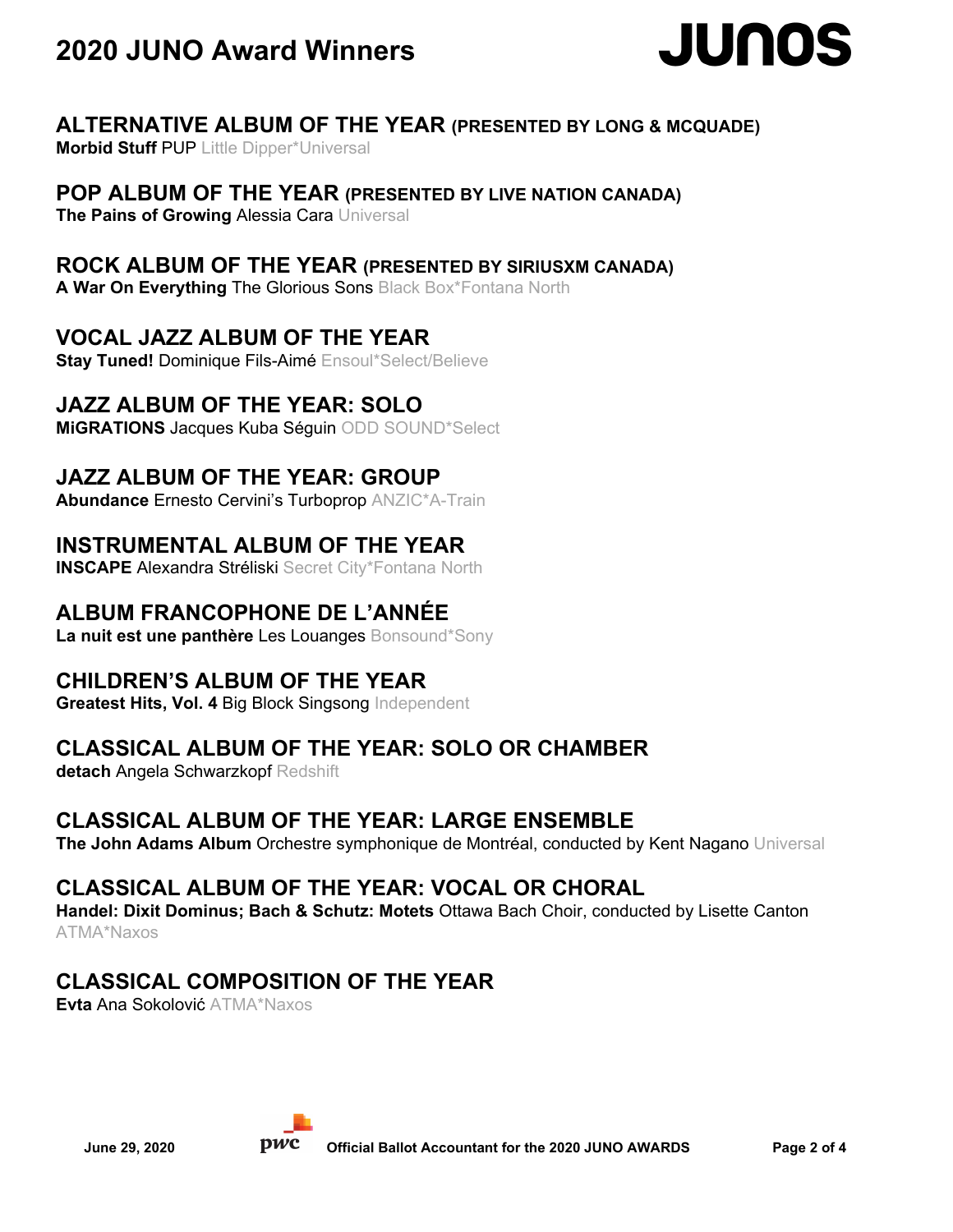# 2020 JUNO Award Winners

## ALTERNATIVE ALBUM OF THE YEAR (PRESENTED BY LONG & MCQUADE)

**Morbid Stuff** PUP Little Dipper*Universal

## POP ALBUM OF THE YEAR (PRESENTED BY LIVE NATION CANADA)

**The Pains of Growing** Alessia Cara Universal

## ROCK ALBUM OF THE YEAR (PRESENTED BY SIRIUSXM CANADA)

**A War On Everything** The Glorious Sons Black Box*Fontana North

## VOCAL JAZZ ALBUM OF THE YEAR

**Stay Tuned!** Dominique Fils-Aimé Ensoul*Select/Believe

## JAZZ ALBUM OF THE YEAR: SOLO

**MiGRATIONS** Jacques Kuba Séguin ODD SOUND*Select

## JAZZ ALBUM OF THE YEAR: GROUP

**Abundance** Ernesto Cervini's Turboprop ANZIC*A-Train

## INSTRUMENTAL ALBUM OF THE YEAR

**INSCAPE** Alexandra Stréliski Secret City*Fontana North

## ALBUM FRANCOPHONE DE L'ANNÉE

**La nuit est une panthère** Les Louanges Bonsound*Sony

## CHILDREN'S ALBUM OF THE YEAR

**Greatest Hits, Vol. 4** Big Block Singsong Independent

## CLASSICAL ALBUM OF THE YEAR: SOLO OR CHAMBER

**detach** Angela Schwarzkopf Redshift

## CLASSICAL ALBUM OF THE YEAR: LARGE ENSEMBLE

**The John Adams Album** Orchestre symphonique de Montréal, conducted by Kent Nagano Universal

## CLASSICAL ALBUM OF THE YEAR: VOCAL OR CHORAL

**Handel: Dixit Dominus; Bach & Schutz: Motets** Ottawa Bach Choir, conducted by Lisette Canton ATMA*Naxos

## CLASSICAL COMPOSITION OF THE YEAR

**Evta** Ana Sokolović ATMA*Naxos

June 29, 2020 — Official Ballot Accountant for the 2020 JUNO AWARDS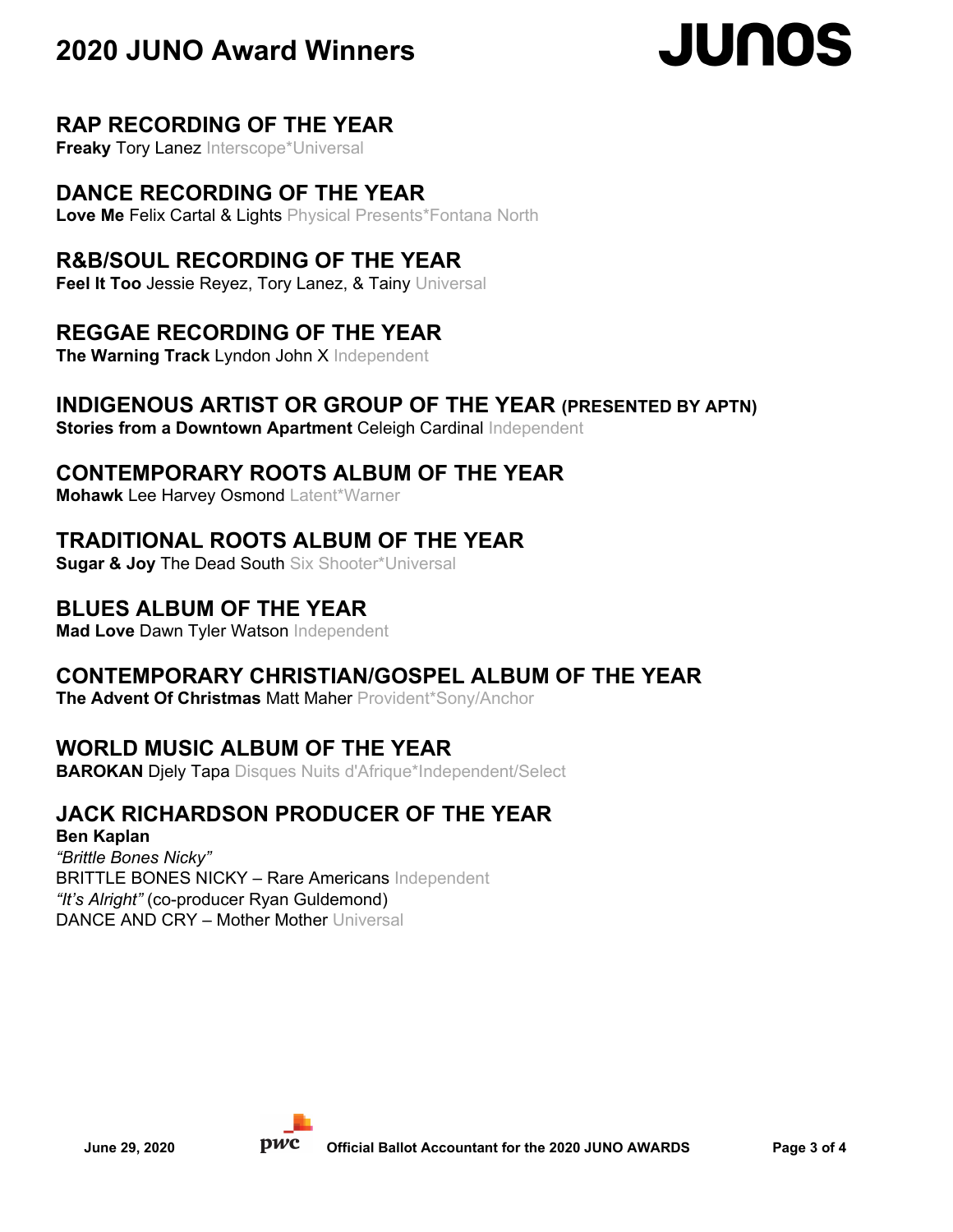# 2020 JUNO Award Winners

## RAP RECORDING OF THE YEAR
**Freaky** Tory Lanez Interscope*Universal

## DANCE RECORDING OF THE YEAR
**Love Me** Felix Cartal & Lights Physical Presents*Fontana North

## R&B/SOUL RECORDING OF THE YEAR
**Feel It Too** Jessie Reyez, Tory Lanez, & Tainy Universal

## REGGAE RECORDING OF THE YEAR
**The Warning Track** Lyndon John X Independent

## INDIGENOUS ARTIST OR GROUP OF THE YEAR (PRESENTED BY APTN)
**Stories from a Downtown Apartment** Celeigh Cardinal Independent

## CONTEMPORARY ROOTS ALBUM OF THE YEAR
**Mohawk** Lee Harvey Osmond Latent*Warner

## TRADITIONAL ROOTS ALBUM OF THE YEAR
**Sugar & Joy** The Dead South Six Shooter*Universal

## BLUES ALBUM OF THE YEAR
**Mad Love** Dawn Tyler Watson Independent

## CONTEMPORARY CHRISTIAN/GOSPEL ALBUM OF THE YEAR
**The Advent Of Christmas** Matt Maher Provident*Sony/Anchor

## WORLD MUSIC ALBUM OF THE YEAR
**BAROKAN** Djely Tapa Disques Nuits d'Afrique*Independent/Select

## JACK RICHARDSON PRODUCER OF THE YEAR
**Ben Kaplan**
*"Brittle Bones Nicky"*
BRITTLE BONES NICKY – Rare Americans Independent
*"It's Alright"* (co-producer Ryan Guldemond)
DANCE AND CRY – Mother Mother Universal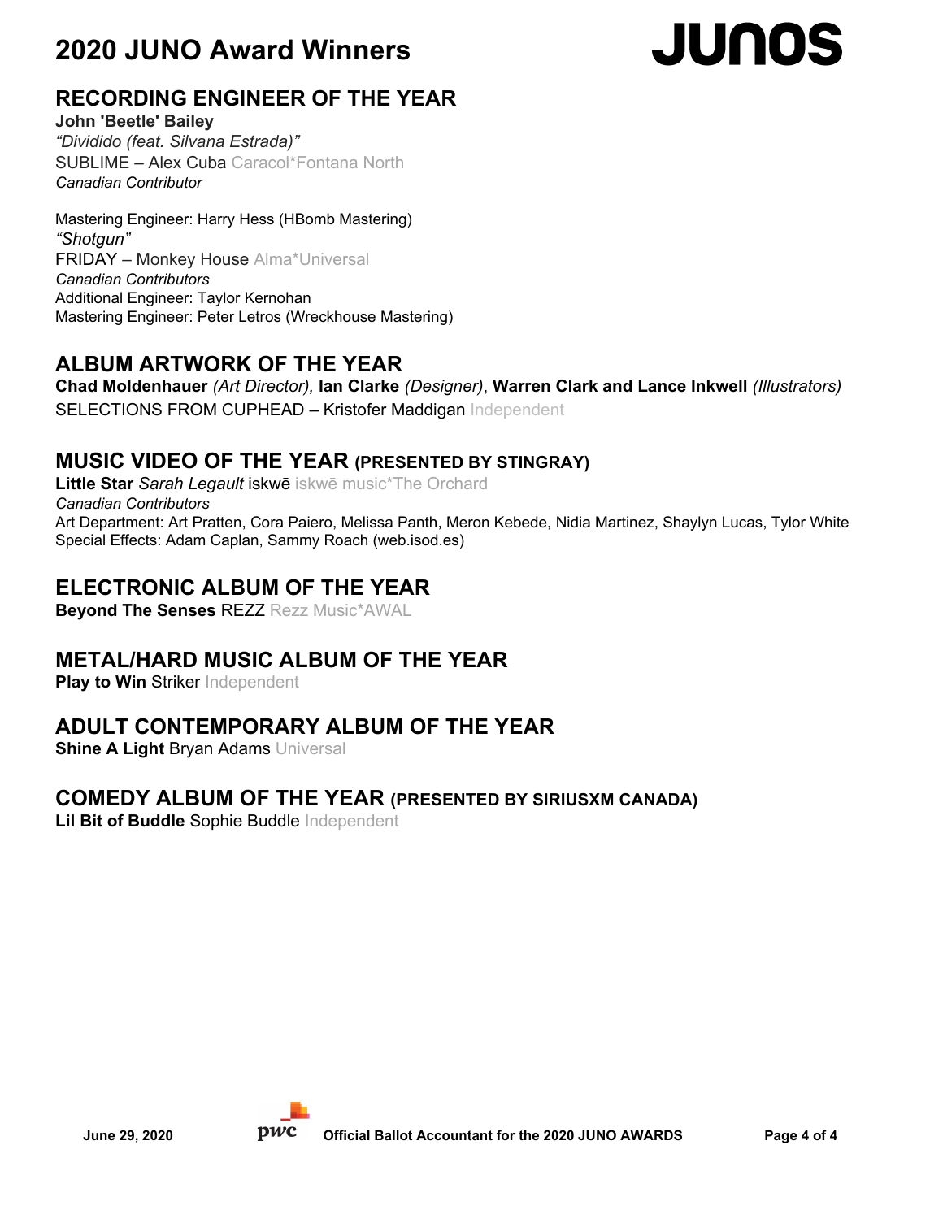# 2020 JUNO Award Winners

## RECORDING ENGINEER OF THE YEAR

**John 'Beetle' Bailey**
*"Dividido (feat. Silvana Estrada)"*
SUBLIME – Alex Cuba Caracol*Fontana North
*Canadian Contributor*

Mastering Engineer: Harry Hess (HBomb Mastering)
*"Shotgun"*
FRIDAY – Monkey House Alma*Universal
*Canadian Contributors*
Additional Engineer: Taylor Kernohan
Mastering Engineer: Peter Letros (Wreckhouse Mastering)

## ALBUM ARTWORK OF THE YEAR

**Chad Moldenhauer** *(Art Director),* **Ian Clarke** *(Designer)*, **Warren Clark and Lance Inkwell** *(Illustrators)*
SELECTIONS FROM CUPHEAD – Kristofer Maddigan Independent

## MUSIC VIDEO OF THE YEAR (PRESENTED BY STINGRAY)

**Little Star** *Sarah Legault* iskwē iskwē music*The Orchard
*Canadian Contributors*
Art Department: Art Pratten, Cora Paiero, Melissa Panth, Meron Kebede, Nidia Martinez, Shaylyn Lucas, Tylor White
Special Effects: Adam Caplan, Sammy Roach (web.isod.es)

## ELECTRONIC ALBUM OF THE YEAR

**Beyond The Senses** REZZ Rezz Music*AWAL

## METAL/HARD MUSIC ALBUM OF THE YEAR

**Play to Win** Striker Independent

## ADULT CONTEMPORARY ALBUM OF THE YEAR

**Shine A Light** Bryan Adams Universal

## COMEDY ALBUM OF THE YEAR (PRESENTED BY SIRIUSXM CANADA)

**Lil Bit of Buddle** Sophie Buddle Independent

June 29, 2020 — pwc — Official Ballot Accountant for the 2020 JUNO AWARDS